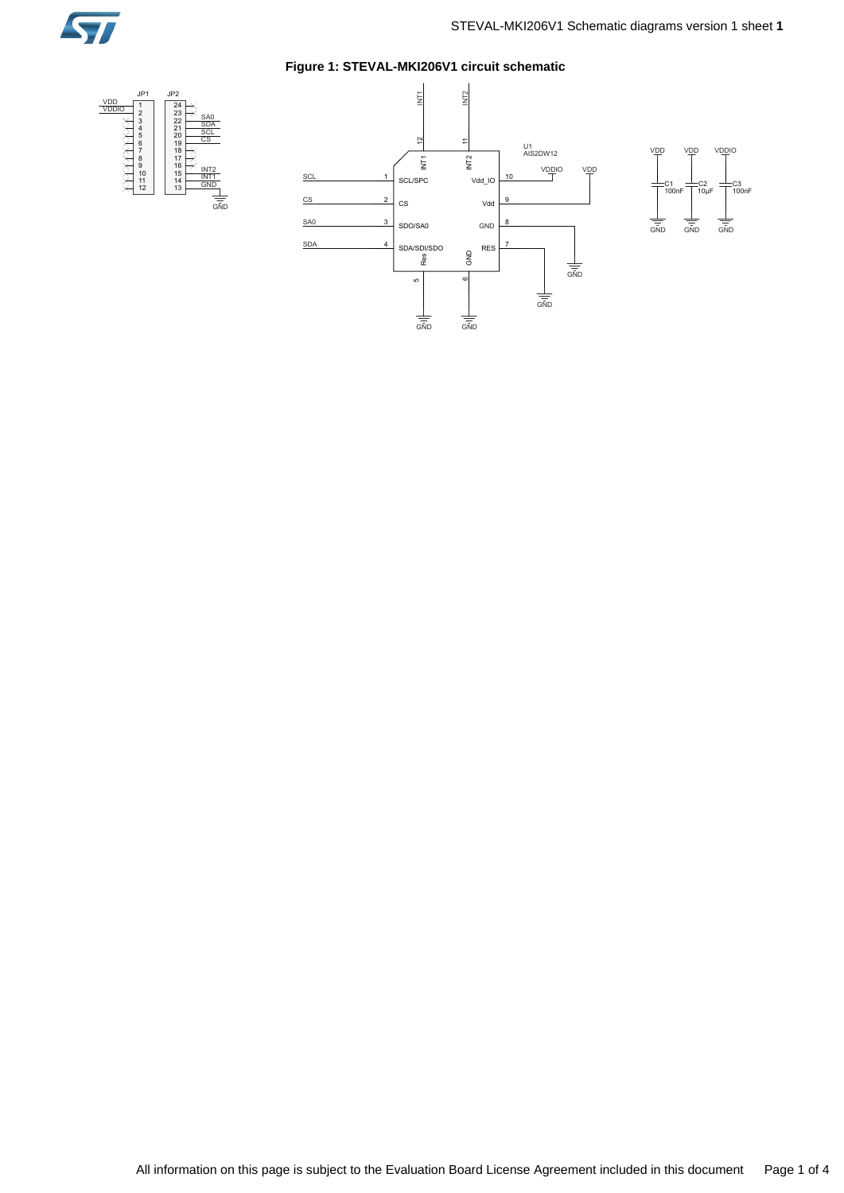**Figure 1: STEVAL-MKI206V1 circuit schematic**

JP1 JP2

VDD
VDDIO
1
2
3
4
5
6
7
8
9
10
11
12

24
23
22
21
20
19
18
17
16
15
14
13

SA0
SDA
SCL
CS

INT2
INT1
GND

GND

INT1 INT2

12 11

U1
AIS2DW12

SCL 1 SCL/SPC
CS 2 CS
SA0 3 SDO/SA0
SDA 4 SDA/SDI/SDO

INT1 INT2

Vdd_IO 10 VDDIO
Vdd 9 VDD
GND 8
RES 7

Res GND
5 6

GND GND GND GND

VDD VDD VDDIO

C1 100nF
C2 10µF
C3 100nF

GND GND GND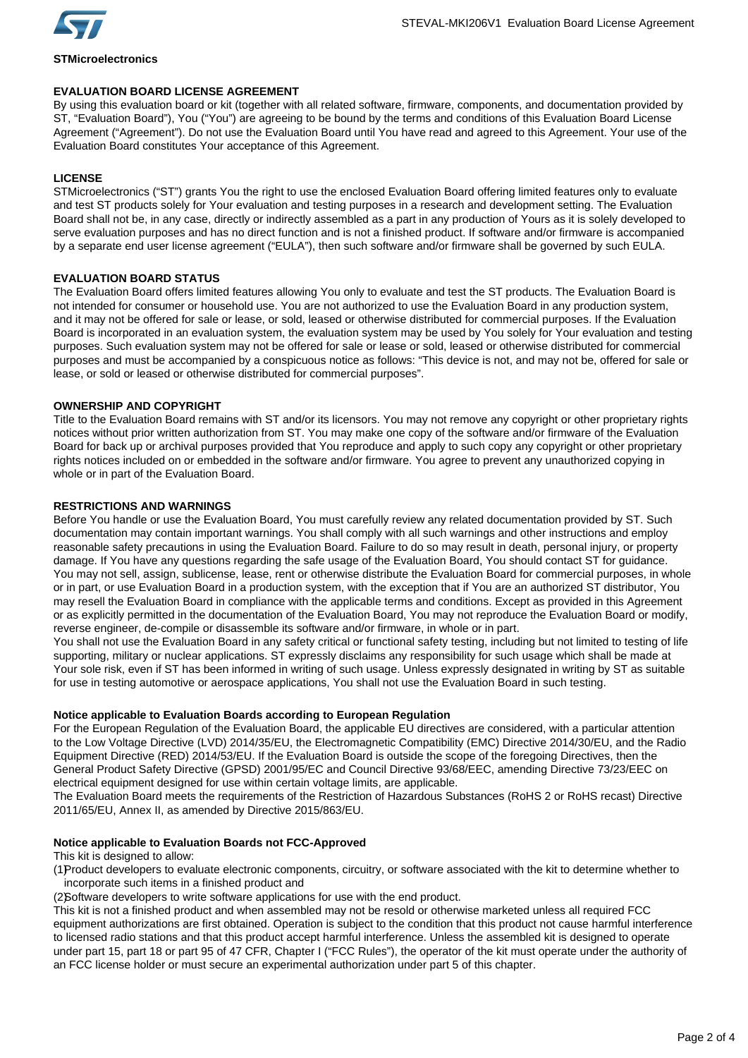**STMicroelectronics**

## EVALUATION BOARD LICENSE AGREEMENT

By using this evaluation board or kit (together with all related software, firmware, components, and documentation provided by ST, “Evaluation Board”), You (“You”) are agreeing to be bound by the terms and conditions of this Evaluation Board License Agreement (“Agreement”). Do not use the Evaluation Board until You have read and agreed to this Agreement. Your use of the Evaluation Board constitutes Your acceptance of this Agreement.

## LICENSE

STMicroelectronics (“ST”) grants You the right to use the enclosed Evaluation Board offering limited features only to evaluate and test ST products solely for Your evaluation and testing purposes in a research and development setting. The Evaluation Board shall not be, in any case, directly or indirectly assembled as a part in any production of Yours as it is solely developed to serve evaluation purposes and has no direct function and is not a finished product. If software and/or firmware is accompanied by a separate end user license agreement (“EULA”), then such software and/or firmware shall be governed by such EULA.

## EVALUATION BOARD STATUS

The Evaluation Board offers limited features allowing You only to evaluate and test the ST products. The Evaluation Board is not intended for consumer or household use. You are not authorized to use the Evaluation Board in any production system, and it may not be offered for sale or lease, or sold, leased or otherwise distributed for commercial purposes. If the Evaluation Board is incorporated in an evaluation system, the evaluation system may be used by You solely for Your evaluation and testing purposes. Such evaluation system may not be offered for sale or lease or sold, leased or otherwise distributed for commercial purposes and must be accompanied by a conspicuous notice as follows: “This device is not, and may not be, offered for sale or lease, or sold or leased or otherwise distributed for commercial purposes”.

## OWNERSHIP AND COPYRIGHT

Title to the Evaluation Board remains with ST and/or its licensors. You may not remove any copyright or other proprietary rights notices without prior written authorization from ST. You may make one copy of the software and/or firmware of the Evaluation Board for back up or archival purposes provided that You reproduce and apply to such copy any copyright or other proprietary rights notices included on or embedded in the software and/or firmware. You agree to prevent any unauthorized copying in whole or in part of the Evaluation Board.

## RESTRICTIONS AND WARNINGS

Before You handle or use the Evaluation Board, You must carefully review any related documentation provided by ST. Such documentation may contain important warnings. You shall comply with all such warnings and other instructions and employ reasonable safety precautions in using the Evaluation Board. Failure to do so may result in death, personal injury, or property damage. If You have any questions regarding the safe usage of the Evaluation Board, You should contact ST for guidance. You may not sell, assign, sublicense, lease, rent or otherwise distribute the Evaluation Board for commercial purposes, in whole or in part, or use Evaluation Board in a production system, with the exception that if You are an authorized ST distributor, You may resell the Evaluation Board in compliance with the applicable terms and conditions. Except as provided in this Agreement or as explicitly permitted in the documentation of the Evaluation Board, You may not reproduce the Evaluation Board or modify, reverse engineer, de-compile or disassemble its software and/or firmware, in whole or in part.

You shall not use the Evaluation Board in any safety critical or functional safety testing, including but not limited to testing of life supporting, military or nuclear applications. ST expressly disclaims any responsibility for such usage which shall be made at Your sole risk, even if ST has been informed in writing of such usage. Unless expressly designated in writing by ST as suitable for use in testing automotive or aerospace applications, You shall not use the Evaluation Board in such testing.

### Notice applicable to Evaluation Boards according to European Regulation

For the European Regulation of the Evaluation Board, the applicable EU directives are considered, with a particular attention to the Low Voltage Directive (LVD) 2014/35/EU, the Electromagnetic Compatibility (EMC) Directive 2014/30/EU, and the Radio Equipment Directive (RED) 2014/53/EU. If the Evaluation Board is outside the scope of the foregoing Directives, then the General Product Safety Directive (GPSD) 2001/95/EC and Council Directive 93/68/EEC, amending Directive 73/23/EEC on electrical equipment designed for use within certain voltage limits, are applicable.

The Evaluation Board meets the requirements of the Restriction of Hazardous Substances (RoHS 2 or RoHS recast) Directive 2011/65/EU, Annex II, as amended by Directive 2015/863/EU.

### Notice applicable to Evaluation Boards not FCC-Approved

This kit is designed to allow:

(1) Product developers to evaluate electronic components, circuitry, or software associated with the kit to determine whether to incorporate such items in a finished product and

(2) Software developers to write software applications for use with the end product.

This kit is not a finished product and when assembled may not be resold or otherwise marketed unless all required FCC equipment authorizations are first obtained. Operation is subject to the condition that this product not cause harmful interference to licensed radio stations and that this product accept harmful interference. Unless the assembled kit is designed to operate under part 15, part 18 or part 95 of 47 CFR, Chapter I (“FCC Rules”), the operator of the kit must operate under the authority of an FCC license holder or must secure an experimental authorization under part 5 of this chapter.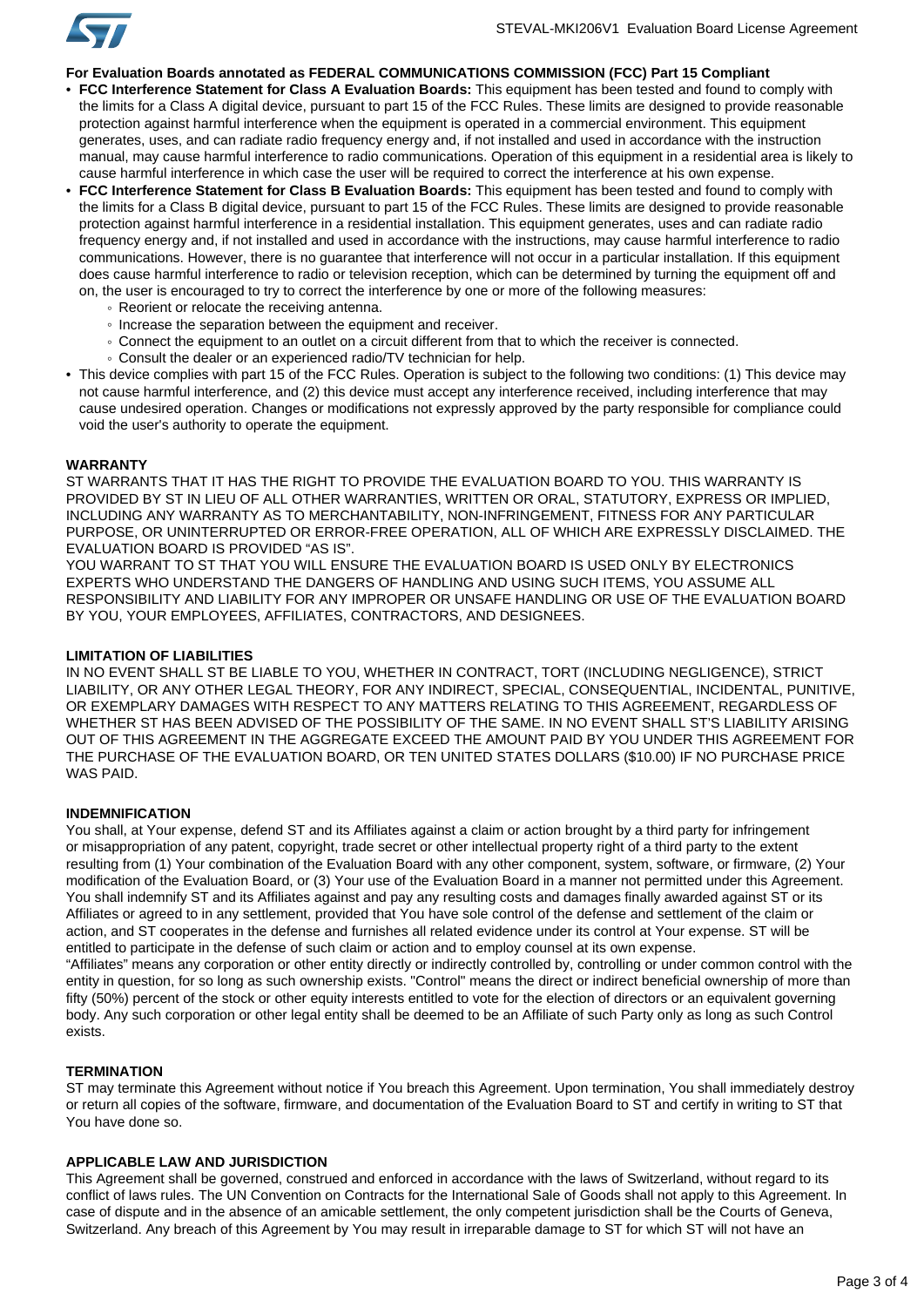**For Evaluation Boards annotated as FEDERAL COMMUNICATIONS COMMISSION (FCC) Part 15 Compliant**

- **FCC Interference Statement for Class A Evaluation Boards:** This equipment has been tested and found to comply with the limits for a Class A digital device, pursuant to part 15 of the FCC Rules. These limits are designed to provide reasonable protection against harmful interference when the equipment is operated in a commercial environment. This equipment generates, uses, and can radiate radio frequency energy and, if not installed and used in accordance with the instruction manual, may cause harmful interference to radio communications. Operation of this equipment in a residential area is likely to cause harmful interference in which case the user will be required to correct the interference at his own expense.
- **FCC Interference Statement for Class B Evaluation Boards:** This equipment has been tested and found to comply with the limits for a Class B digital device, pursuant to part 15 of the FCC Rules. These limits are designed to provide reasonable protection against harmful interference in a residential installation. This equipment generates, uses and can radiate radio frequency energy and, if not installed and used in accordance with the instructions, may cause harmful interference to radio communications. However, there is no guarantee that interference will not occur in a particular installation. If this equipment does cause harmful interference to radio or television reception, which can be determined by turning the equipment off and on, the user is encouraged to try to correct the interference by one or more of the following measures:
  - Reorient or relocate the receiving antenna.
  - Increase the separation between the equipment and receiver.
  - Connect the equipment to an outlet on a circuit different from that to which the receiver is connected.
  - Consult the dealer or an experienced radio/TV technician for help.
- This device complies with part 15 of the FCC Rules. Operation is subject to the following two conditions: (1) This device may not cause harmful interference, and (2) this device must accept any interference received, including interference that may cause undesired operation. Changes or modifications not expressly approved by the party responsible for compliance could void the user's authority to operate the equipment.

**WARRANTY**

ST WARRANTS THAT IT HAS THE RIGHT TO PROVIDE THE EVALUATION BOARD TO YOU. THIS WARRANTY IS PROVIDED BY ST IN LIEU OF ALL OTHER WARRANTIES, WRITTEN OR ORAL, STATUTORY, EXPRESS OR IMPLIED, INCLUDING ANY WARRANTY AS TO MERCHANTABILITY, NON-INFRINGEMENT, FITNESS FOR ANY PARTICULAR PURPOSE, OR UNINTERRUPTED OR ERROR-FREE OPERATION, ALL OF WHICH ARE EXPRESSLY DISCLAIMED. THE EVALUATION BOARD IS PROVIDED "AS IS".

YOU WARRANT TO ST THAT YOU WILL ENSURE THE EVALUATION BOARD IS USED ONLY BY ELECTRONICS EXPERTS WHO UNDERSTAND THE DANGERS OF HANDLING AND USING SUCH ITEMS, YOU ASSUME ALL RESPONSIBILITY AND LIABILITY FOR ANY IMPROPER OR UNSAFE HANDLING OR USE OF THE EVALUATION BOARD BY YOU, YOUR EMPLOYEES, AFFILIATES, CONTRACTORS, AND DESIGNEES.

**LIMITATION OF LIABILITIES**

IN NO EVENT SHALL ST BE LIABLE TO YOU, WHETHER IN CONTRACT, TORT (INCLUDING NEGLIGENCE), STRICT LIABILITY, OR ANY OTHER LEGAL THEORY, FOR ANY INDIRECT, SPECIAL, CONSEQUENTIAL, INCIDENTAL, PUNITIVE, OR EXEMPLARY DAMAGES WITH RESPECT TO ANY MATTERS RELATING TO THIS AGREEMENT, REGARDLESS OF WHETHER ST HAS BEEN ADVISED OF THE POSSIBILITY OF THE SAME. IN NO EVENT SHALL ST'S LIABILITY ARISING OUT OF THIS AGREEMENT IN THE AGGREGATE EXCEED THE AMOUNT PAID BY YOU UNDER THIS AGREEMENT FOR THE PURCHASE OF THE EVALUATION BOARD, OR TEN UNITED STATES DOLLARS ($10.00) IF NO PURCHASE PRICE WAS PAID.

**INDEMNIFICATION**

You shall, at Your expense, defend ST and its Affiliates against a claim or action brought by a third party for infringement or misappropriation of any patent, copyright, trade secret or other intellectual property right of a third party to the extent resulting from (1) Your combination of the Evaluation Board with any other component, system, software, or firmware, (2) Your modification of the Evaluation Board, or (3) Your use of the Evaluation Board in a manner not permitted under this Agreement. You shall indemnify ST and its Affiliates against and pay any resulting costs and damages finally awarded against ST or its Affiliates or agreed to in any settlement, provided that You have sole control of the defense and settlement of the claim or action, and ST cooperates in the defense and furnishes all related evidence under its control at Your expense. ST will be entitled to participate in the defense of such claim or action and to employ counsel at its own expense.

"Affiliates" means any corporation or other entity directly or indirectly controlled by, controlling or under common control with the entity in question, for so long as such ownership exists. "Control" means the direct or indirect beneficial ownership of more than fifty (50%) percent of the stock or other equity interests entitled to vote for the election of directors or an equivalent governing body. Any such corporation or other legal entity shall be deemed to be an Affiliate of such Party only as long as such Control exists.

**TERMINATION**

ST may terminate this Agreement without notice if You breach this Agreement. Upon termination, You shall immediately destroy or return all copies of the software, firmware, and documentation of the Evaluation Board to ST and certify in writing to ST that You have done so.

**APPLICABLE LAW AND JURISDICTION**

This Agreement shall be governed, construed and enforced in accordance with the laws of Switzerland, without regard to its conflict of laws rules. The UN Convention on Contracts for the International Sale of Goods shall not apply to this Agreement. In case of dispute and in the absence of an amicable settlement, the only competent jurisdiction shall be the Courts of Geneva, Switzerland. Any breach of this Agreement by You may result in irreparable damage to ST for which ST will not have an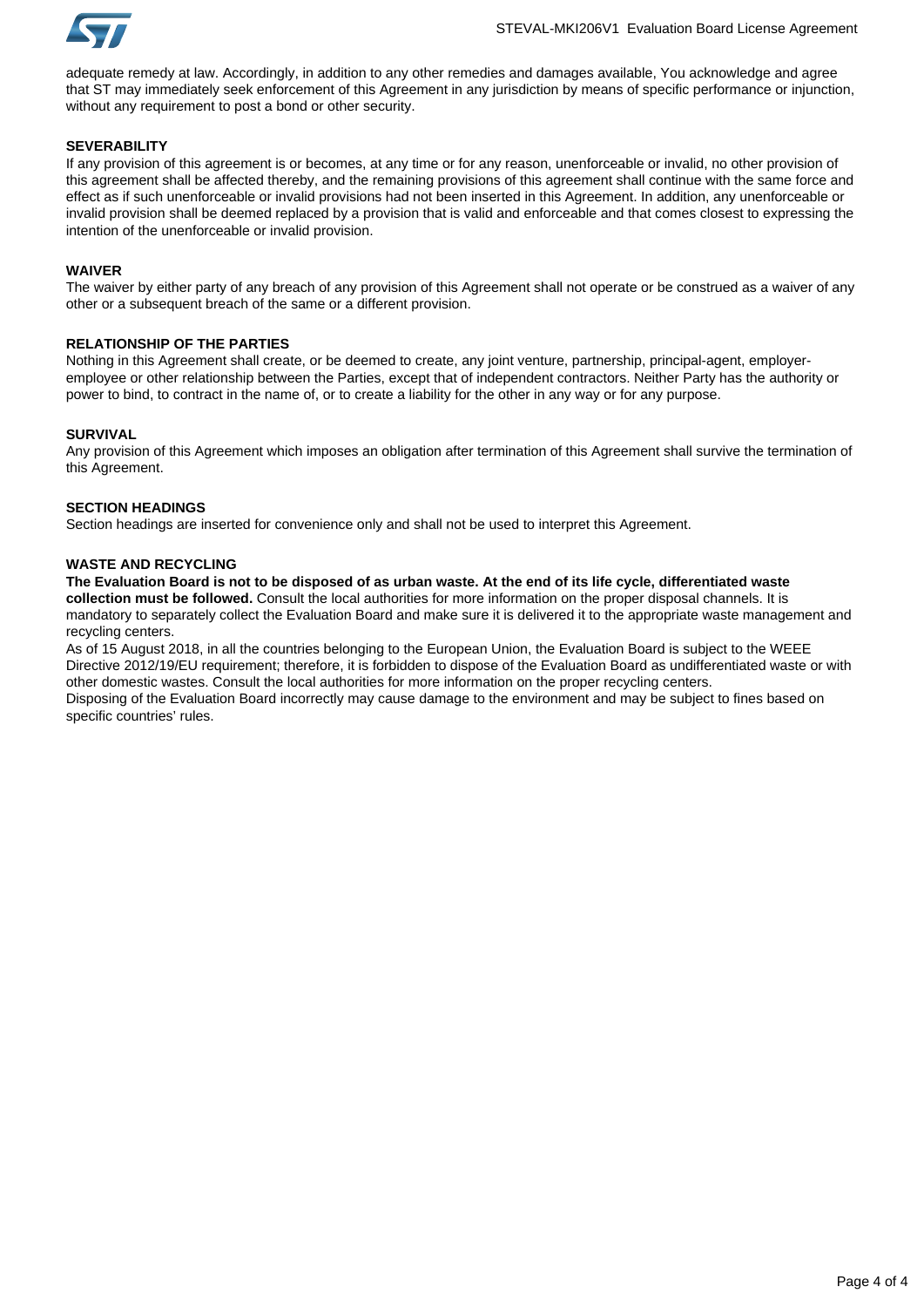adequate remedy at law. Accordingly, in addition to any other remedies and damages available, You acknowledge and agree that ST may immediately seek enforcement of this Agreement in any jurisdiction by means of specific performance or injunction, without any requirement to post a bond or other security.

**SEVERABILITY**

If any provision of this agreement is or becomes, at any time or for any reason, unenforceable or invalid, no other provision of this agreement shall be affected thereby, and the remaining provisions of this agreement shall continue with the same force and effect as if such unenforceable or invalid provisions had not been inserted in this Agreement. In addition, any unenforceable or invalid provision shall be deemed replaced by a provision that is valid and enforceable and that comes closest to expressing the intention of the unenforceable or invalid provision.

**WAIVER**

The waiver by either party of any breach of any provision of this Agreement shall not operate or be construed as a waiver of any other or a subsequent breach of the same or a different provision.

**RELATIONSHIP OF THE PARTIES**

Nothing in this Agreement shall create, or be deemed to create, any joint venture, partnership, principal-agent, employer-employee or other relationship between the Parties, except that of independent contractors. Neither Party has the authority or power to bind, to contract in the name of, or to create a liability for the other in any way or for any purpose.

**SURVIVAL**

Any provision of this Agreement which imposes an obligation after termination of this Agreement shall survive the termination of this Agreement.

**SECTION HEADINGS**

Section headings are inserted for convenience only and shall not be used to interpret this Agreement.

**WASTE AND RECYCLING**

**The Evaluation Board is not to be disposed of as urban waste. At the end of its life cycle, differentiated waste collection must be followed.** Consult the local authorities for more information on the proper disposal channels. It is mandatory to separately collect the Evaluation Board and make sure it is delivered it to the appropriate waste management and recycling centers.

As of 15 August 2018, in all the countries belonging to the European Union, the Evaluation Board is subject to the WEEE Directive 2012/19/EU requirement; therefore, it is forbidden to dispose of the Evaluation Board as undifferentiated waste or with other domestic wastes. Consult the local authorities for more information on the proper recycling centers.

Disposing of the Evaluation Board incorrectly may cause damage to the environment and may be subject to fines based on specific countries' rules.